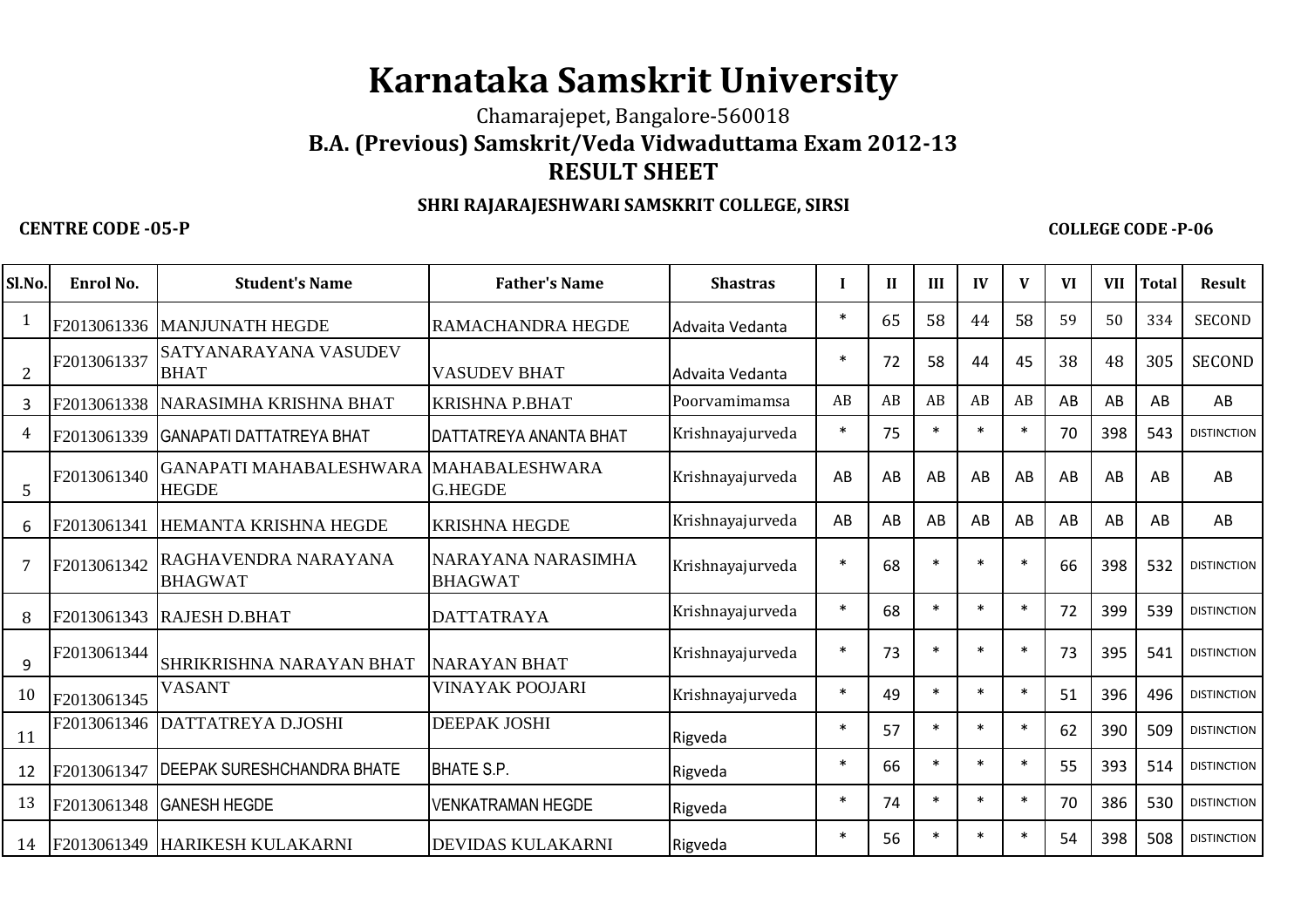# Karnataka Samskrit University

Chamarajepet, Bangalore-560018

## B.A. (Previous) Samskrit/Veda Vidwaduttama Exam 2012-13

## RESULT SHEET

### SHRI RAJARAJESHWARI SAMSKRIT COLLEGE, SIRSI

**CENTRE CODE -05-P** **COLLEGE CODE -P-06**

| Sl.No. | Enrol No. | Student's Name | Father's Name | Shastras | I | II | III | IV | V | VI | VII | Total | Result |
|---|---|---|---|---|---|---|---|---|---|---|---|---|---|
| 1 | F2013061336 | MANJUNATH HEGDE | RAMACHANDRA HEGDE | Advaita Vedanta | * | 65 | 58 | 44 | 58 | 59 | 50 | 334 | SECOND |
| 2 | F2013061337 | SATYANARAYANA VASUDEV BHAT | VASUDEV BHAT | Advaita Vedanta | * | 72 | 58 | 44 | 45 | 38 | 48 | 305 | SECOND |
| 3 | F2013061338 | NARASIMHA KRISHNA BHAT | KRISHNA P.BHAT | Poorvamimamsa | AB | AB | AB | AB | AB | AB | AB | AB | AB |
| 4 | F2013061339 | GANAPATI DATTATREYA BHAT | DATTATREYA ANANTA BHAT | Krishnayajurveda | * | 75 | * | * | * | 70 | 398 | 543 | DISTINCTION |
| 5 | F2013061340 | GANAPATI MAHABALESHWARA HEGDE | MAHABALESHWARA G.HEGDE | Krishnayajurveda | AB | AB | AB | AB | AB | AB | AB | AB | AB |
| 6 | F2013061341 | HEMANTA KRISHNA HEGDE | KRISHNA HEGDE | Krishnayajurveda | AB | AB | AB | AB | AB | AB | AB | AB | AB |
| 7 | F2013061342 | RAGHAVENDRA NARAYANA BHAGWAT | NARAYANA NARASIMHA BHAGWAT | Krishnayajurveda | * | 68 | * | * | * | 66 | 398 | 532 | DISTINCTION |
| 8 | F2013061343 | RAJESH D.BHAT | DATTATRAYA | Krishnayajurveda | * | 68 | * | * | * | 72 | 399 | 539 | DISTINCTION |
| 9 | F2013061344 | SHRIKRISHNA NARAYAN BHAT | NARAYAN BHAT | Krishnayajurveda | * | 73 | * | * | * | 73 | 395 | 541 | DISTINCTION |
| 10 | F2013061345 | VASANT | VINAYAK POOJARI | Krishnayajurveda | * | 49 | * | * | * | 51 | 396 | 496 | DISTINCTION |
| 11 | F2013061346 | DATTATREYA D.JOSHI | DEEPAK JOSHI | Rigveda | * | 57 | * | * | * | 62 | 390 | 509 | DISTINCTION |
| 12 | F2013061347 | DEEPAK SURESHCHANDRA BHATE | BHATE S.P. | Rigveda | * | 66 | * | * | * | 55 | 393 | 514 | DISTINCTION |
| 13 | F2013061348 | GANESH HEGDE | VENKATRAMAN HEGDE | Rigveda | * | 74 | * | * | * | 70 | 386 | 530 | DISTINCTION |
| 14 | F2013061349 | HARIKESH KULAKARNI | DEVIDAS KULAKARNI | Rigveda | * | 56 | * | * | * | 54 | 398 | 508 | DISTINCTION |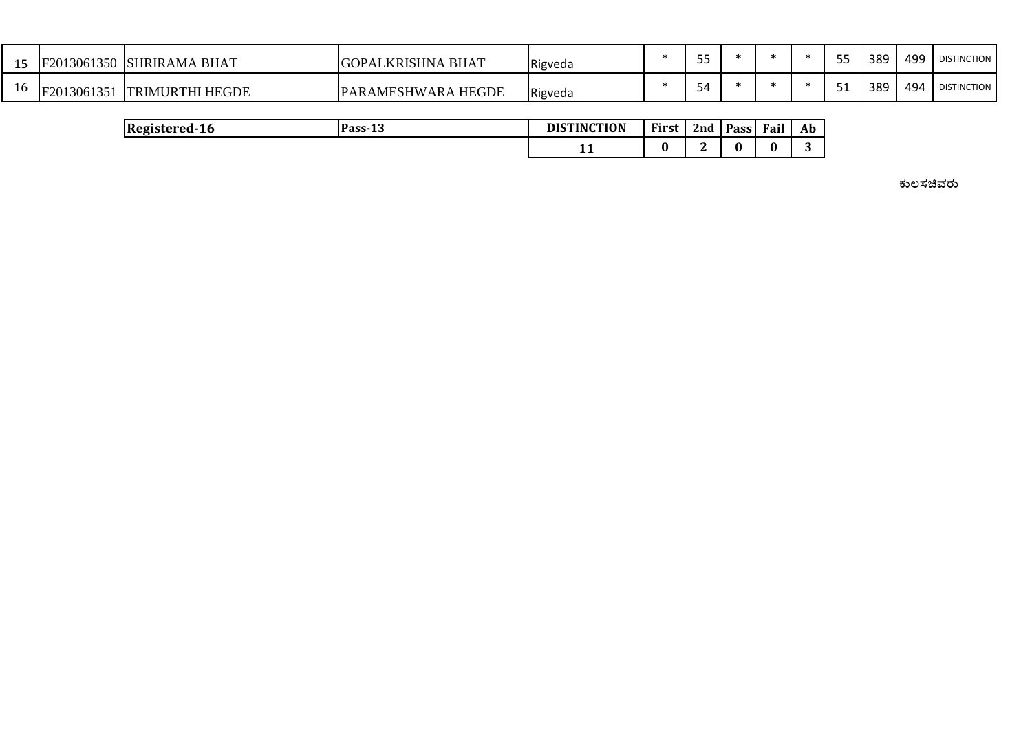| | | | | | | | | | | | | |
|---|---|---|---|---|---|---|---|---|---|---|---|---|
| 15 | F2013061350 | SHRIRAMA BHAT | GOPALKRISHNA BHAT | Rigveda | * | 55 | * | * | * | 55 | 389 | 499 | DISTINCTION |
| 16 | F2013061351 | TRIMURTHI HEGDE | PARAMESHWARA HEGDE | Rigveda | * | 54 | * | * | * | 51 | 389 | 494 | DISTINCTION |

| Registered-16 | Pass-13 | DISTINCTION | First | 2nd | Pass | Fail | Ab |
|---|---|---|---|---|---|---|---|
| | | 11 | 0 | 2 | 0 | 0 | 3 |

ಕುಲಸಚಿವರು